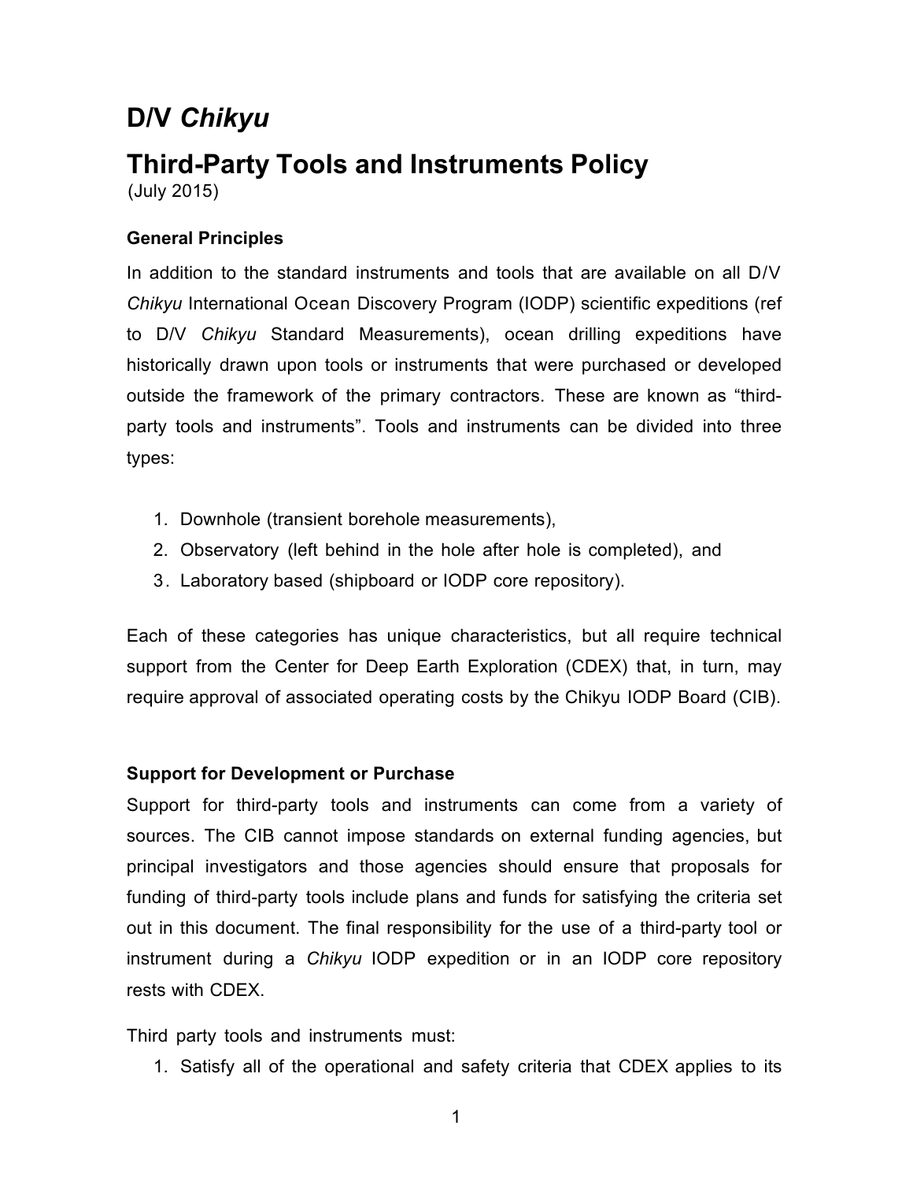# D/V *Chikyu*

# Third-Party Tools and Instruments Policy

(July 2015)

### General Principles

In addition to the standard instruments and tools that are available on all D/V *Chikyu* International Ocean Discovery Program (IODP) scientific expeditions (ref to D/V *Chikyu* Standard Measurements), ocean drilling expeditions have historically drawn upon tools or instruments that were purchased or developed outside the framework of the primary contractors. These are known as "third-party tools and instruments". Tools and instruments can be divided into three types:

1. Downhole (transient borehole measurements),
2. Observatory (left behind in the hole after hole is completed), and
3. Laboratory based (shipboard or IODP core repository).

Each of these categories has unique characteristics, but all require technical support from the Center for Deep Earth Exploration (CDEX) that, in turn, may require approval of associated operating costs by the Chikyu IODP Board (CIB).

### Support for Development or Purchase

Support for third-party tools and instruments can come from a variety of sources. The CIB cannot impose standards on external funding agencies, but principal investigators and those agencies should ensure that proposals for funding of third-party tools include plans and funds for satisfying the criteria set out in this document. The final responsibility for the use of a third-party tool or instrument during a *Chikyu* IODP expedition or in an IODP core repository rests with CDEX.

Third party tools and instruments must:

1. Satisfy all of the operational and safety criteria that CDEX applies to its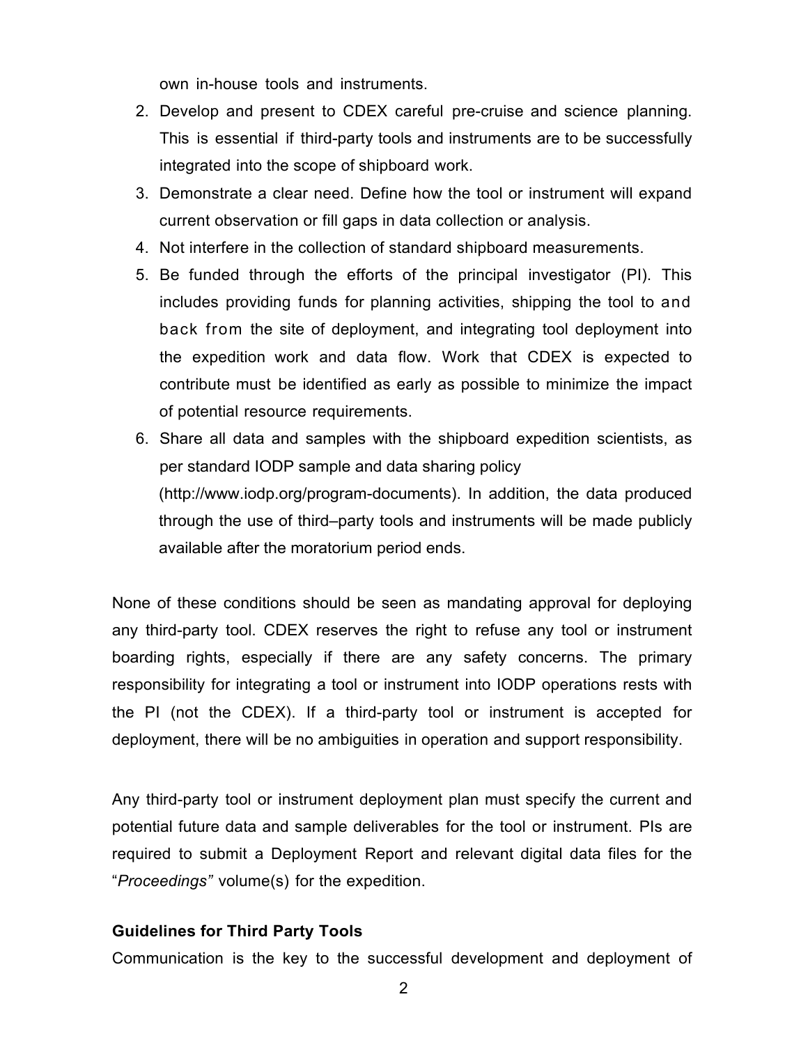own in-house tools and instruments.

2. Develop and present to CDEX careful pre-cruise and science planning. This is essential if third-party tools and instruments are to be successfully integrated into the scope of shipboard work.
3. Demonstrate a clear need. Define how the tool or instrument will expand current observation or fill gaps in data collection or analysis.
4. Not interfere in the collection of standard shipboard measurements.
5. Be funded through the efforts of the principal investigator (PI). This includes providing funds for planning activities, shipping the tool to and back from the site of deployment, and integrating tool deployment into the expedition work and data flow. Work that CDEX is expected to contribute must be identified as early as possible to minimize the impact of potential resource requirements.
6. Share all data and samples with the shipboard expedition scientists, as per standard IODP sample and data sharing policy (http://www.iodp.org/program-documents). In addition, the data produced through the use of third–party tools and instruments will be made publicly available after the moratorium period ends.

None of these conditions should be seen as mandating approval for deploying any third-party tool. CDEX reserves the right to refuse any tool or instrument boarding rights, especially if there are any safety concerns. The primary responsibility for integrating a tool or instrument into IODP operations rests with the PI (not the CDEX). If a third-party tool or instrument is accepted for deployment, there will be no ambiguities in operation and support responsibility.

Any third-party tool or instrument deployment plan must specify the current and potential future data and sample deliverables for the tool or instrument. PIs are required to submit a Deployment Report and relevant digital data files for the "*Proceedings"* volume(s) for the expedition.

**Guidelines for Third Party Tools**

Communication is the key to the successful development and deployment of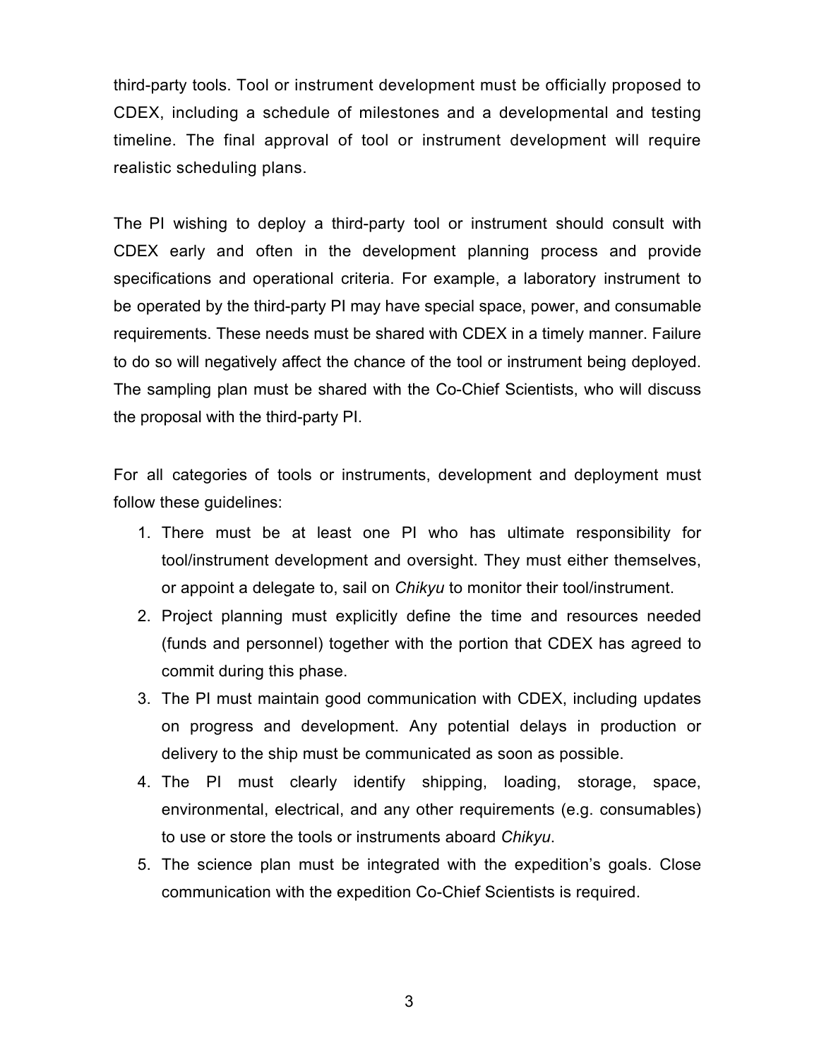third-party tools. Tool or instrument development must be officially proposed to CDEX, including a schedule of milestones and a developmental and testing timeline. The final approval of tool or instrument development will require realistic scheduling plans.

The PI wishing to deploy a third-party tool or instrument should consult with CDEX early and often in the development planning process and provide specifications and operational criteria. For example, a laboratory instrument to be operated by the third-party PI may have special space, power, and consumable requirements. These needs must be shared with CDEX in a timely manner. Failure to do so will negatively affect the chance of the tool or instrument being deployed. The sampling plan must be shared with the Co-Chief Scientists, who will discuss the proposal with the third-party PI.

For all categories of tools or instruments, development and deployment must follow these guidelines:

1. There must be at least one PI who has ultimate responsibility for tool/instrument development and oversight. They must either themselves, or appoint a delegate to, sail on *Chikyu* to monitor their tool/instrument.
2. Project planning must explicitly define the time and resources needed (funds and personnel) together with the portion that CDEX has agreed to commit during this phase.
3. The PI must maintain good communication with CDEX, including updates on progress and development. Any potential delays in production or delivery to the ship must be communicated as soon as possible.
4. The PI must clearly identify shipping, loading, storage, space, environmental, electrical, and any other requirements (e.g. consumables) to use or store the tools or instruments aboard *Chikyu*.
5. The science plan must be integrated with the expedition's goals. Close communication with the expedition Co-Chief Scientists is required.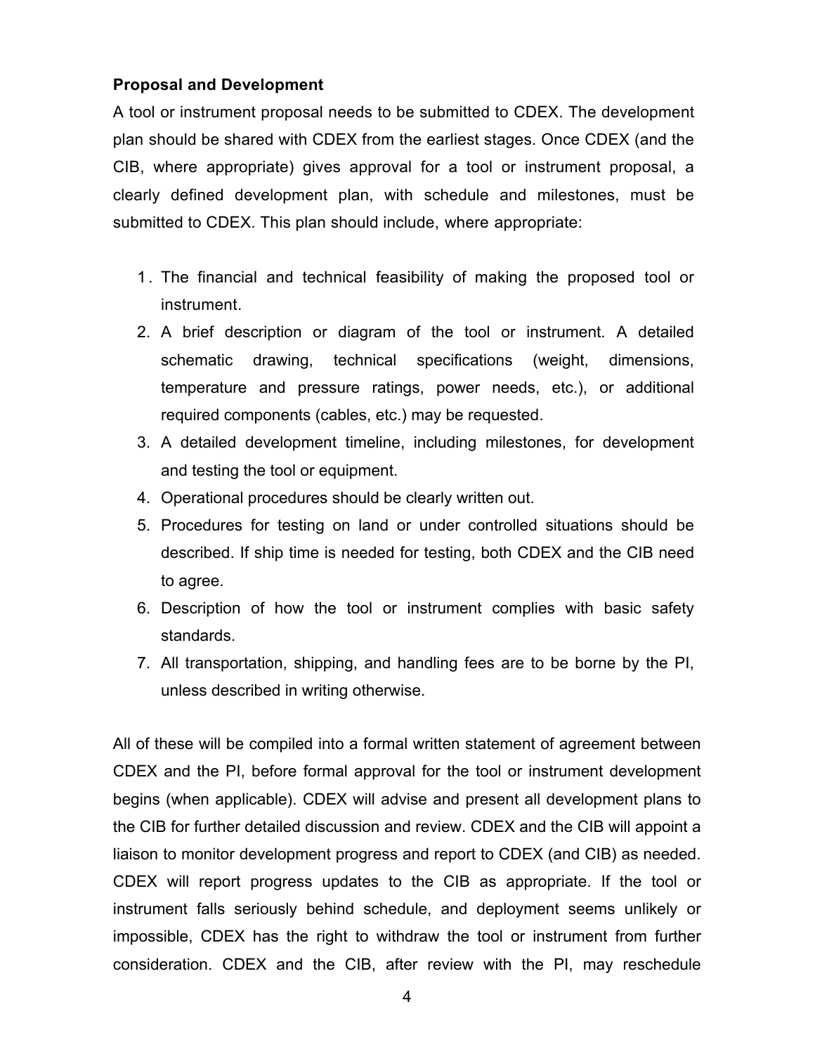**Proposal and Development**

A tool or instrument proposal needs to be submitted to CDEX. The development plan should be shared with CDEX from the earliest stages. Once CDEX (and the CIB, where appropriate) gives approval for a tool or instrument proposal, a clearly defined development plan, with schedule and milestones, must be submitted to CDEX. This plan should include, where appropriate:

1. The financial and technical feasibility of making the proposed tool or instrument.
2. A brief description or diagram of the tool or instrument. A detailed schematic drawing, technical specifications (weight, dimensions, temperature and pressure ratings, power needs, etc.), or additional required components (cables, etc.) may be requested.
3. A detailed development timeline, including milestones, for development and testing the tool or equipment.
4. Operational procedures should be clearly written out.
5. Procedures for testing on land or under controlled situations should be described. If ship time is needed for testing, both CDEX and the CIB need to agree.
6. Description of how the tool or instrument complies with basic safety standards.
7. All transportation, shipping, and handling fees are to be borne by the PI, unless described in writing otherwise.

All of these will be compiled into a formal written statement of agreement between CDEX and the PI, before formal approval for the tool or instrument development begins (when applicable). CDEX will advise and present all development plans to the CIB for further detailed discussion and review. CDEX and the CIB will appoint a liaison to monitor development progress and report to CDEX (and CIB) as needed. CDEX will report progress updates to the CIB as appropriate. If the tool or instrument falls seriously behind schedule, and deployment seems unlikely or impossible, CDEX has the right to withdraw the tool or instrument from further consideration. CDEX and the CIB, after review with the PI, may reschedule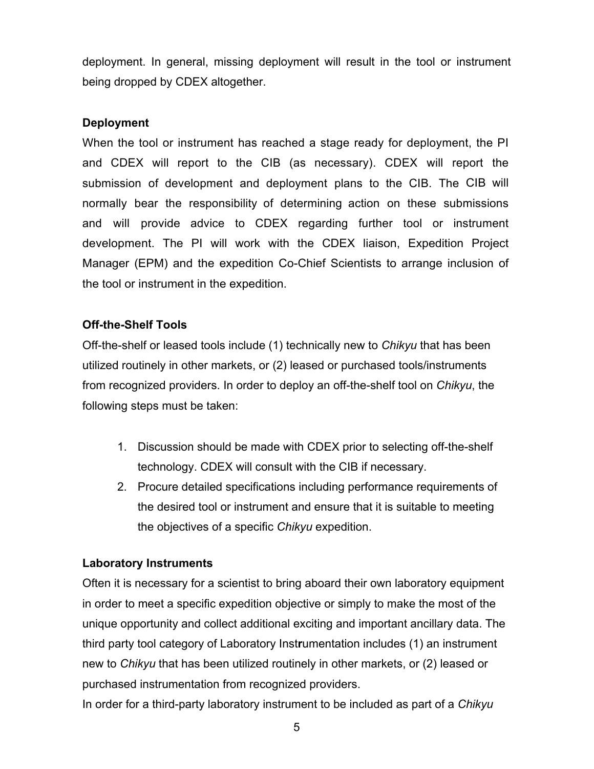deployment. In general, missing deployment will result in the tool or instrument being dropped by CDEX altogether.

**Deployment**

When the tool or instrument has reached a stage ready for deployment, the PI and CDEX will report to the CIB (as necessary). CDEX will report the submission of development and deployment plans to the CIB. The CIB will normally bear the responsibility of determining action on these submissions and will provide advice to CDEX regarding further tool or instrument development. The PI will work with the CDEX liaison, Expedition Project Manager (EPM) and the expedition Co-Chief Scientists to arrange inclusion of the tool or instrument in the expedition.

**Off-the-Shelf Tools**

Off-the-shelf or leased tools include (1) technically new to *Chikyu* that has been utilized routinely in other markets, or (2) leased or purchased tools/instruments from recognized providers. In order to deploy an off-the-shelf tool on *Chikyu*, the following steps must be taken:

1. Discussion should be made with CDEX prior to selecting off-the-shelf technology. CDEX will consult with the CIB if necessary.
2. Procure detailed specifications including performance requirements of the desired tool or instrument and ensure that it is suitable to meeting the objectives of a specific *Chikyu* expedition.

**Laboratory Instruments**

Often it is necessary for a scientist to bring aboard their own laboratory equipment in order to meet a specific expedition objective or simply to make the most of the unique opportunity and collect additional exciting and important ancillary data. The third party tool category of Laboratory Instrumentation includes (1) an instrument new to *Chikyu* that has been utilized routinely in other markets, or (2) leased or purchased instrumentation from recognized providers.

In order for a third-party laboratory instrument to be included as part of a *Chikyu*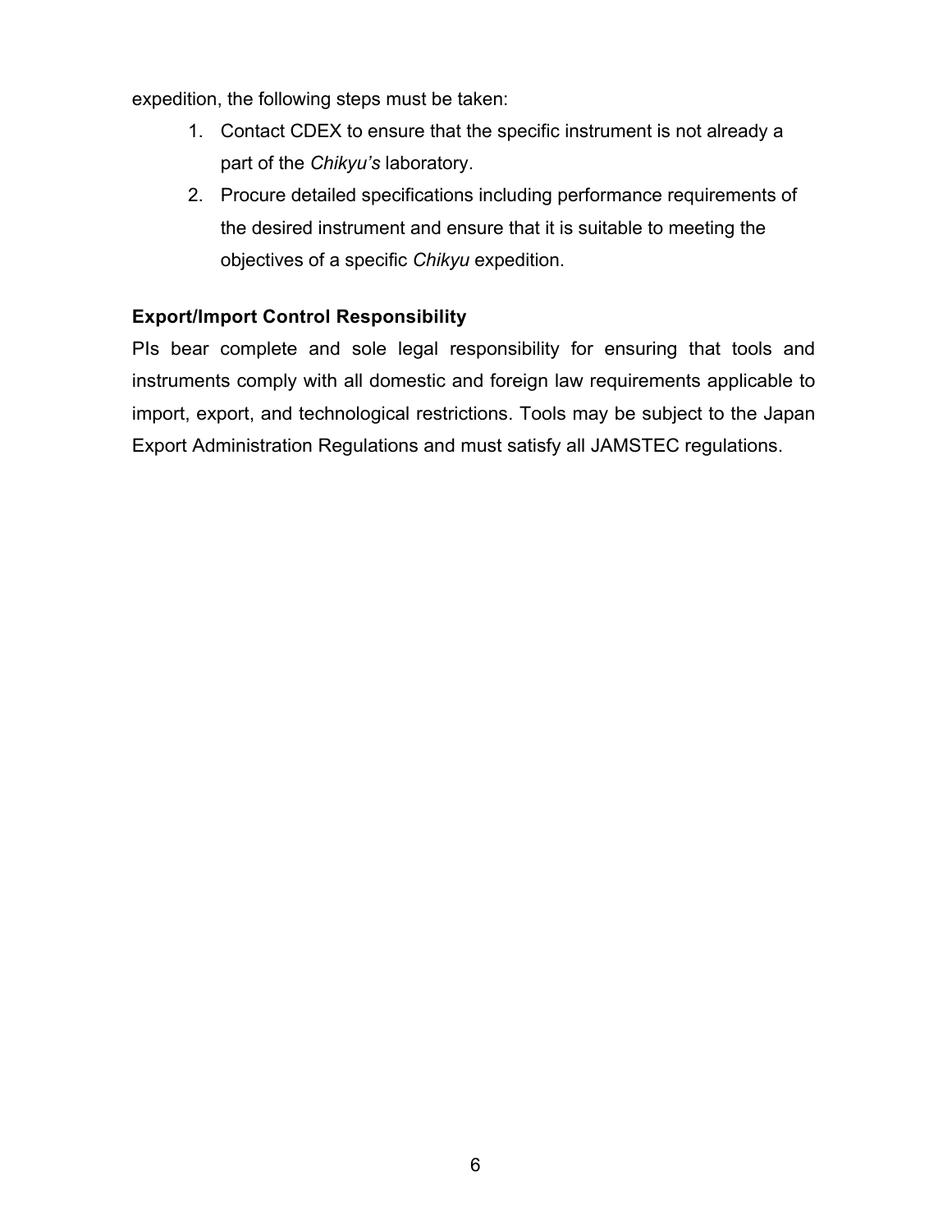expedition, the following steps must be taken:

1. Contact CDEX to ensure that the specific instrument is not already a part of the *Chikyu's* laboratory.
2. Procure detailed specifications including performance requirements of the desired instrument and ensure that it is suitable to meeting the objectives of a specific *Chikyu* expedition.

**Export/Import Control Responsibility**

PIs bear complete and sole legal responsibility for ensuring that tools and instruments comply with all domestic and foreign law requirements applicable to import, export, and technological restrictions. Tools may be subject to the Japan Export Administration Regulations and must satisfy all JAMSTEC regulations.